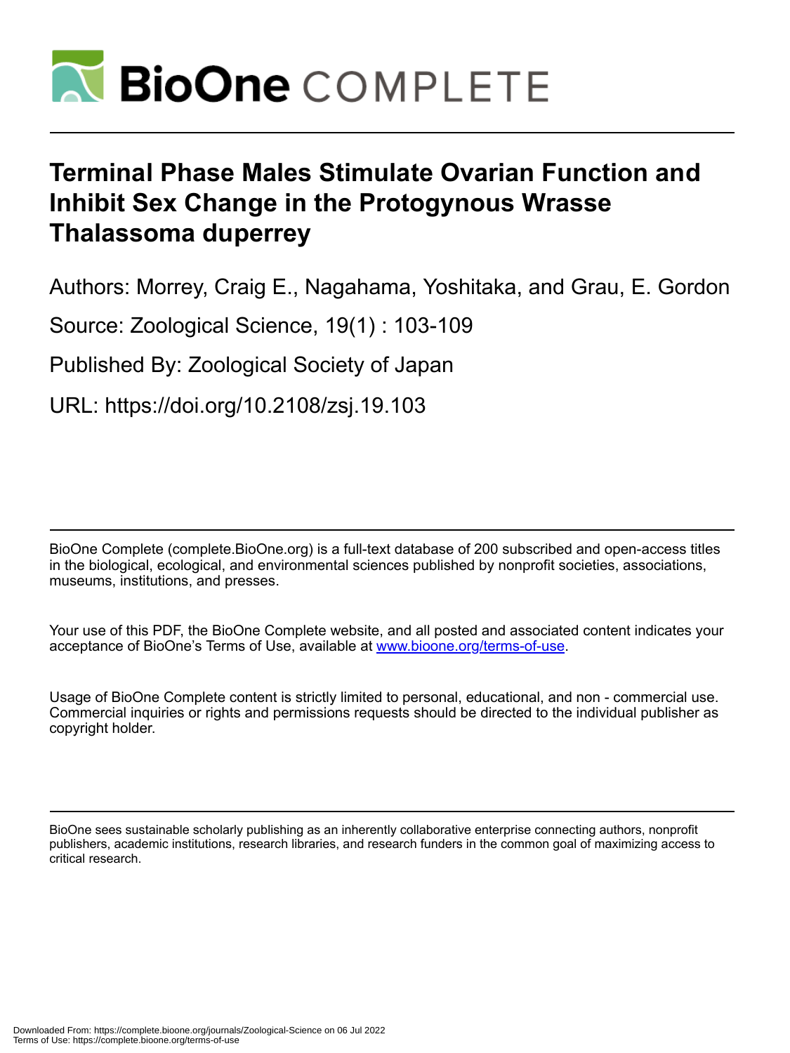# BioOne COMPLETE

# Terminal Phase Males Stimulate Ovarian Function and Inhibit Sex Change in the Protogynous Wrasse Thalassoma duperrey

Authors: Morrey, Craig E., Nagahama, Yoshitaka, and Grau, E. Gordon

Source: Zoological Science, 19(1) : 103-109

Published By: Zoological Society of Japan

URL: https://doi.org/10.2108/zsj.19.103

BioOne Complete (complete.BioOne.org) is a full-text database of 200 subscribed and open-access titles in the biological, ecological, and environmental sciences published by nonprofit societies, associations, museums, institutions, and presses.

Your use of this PDF, the BioOne Complete website, and all posted and associated content indicates your acceptance of BioOne's Terms of Use, available at www.bioone.org/terms-of-use.

Usage of BioOne Complete content is strictly limited to personal, educational, and non - commercial use. Commercial inquiries or rights and permissions requests should be directed to the individual publisher as copyright holder.

BioOne sees sustainable scholarly publishing as an inherently collaborative enterprise connecting authors, nonprofit publishers, academic institutions, research libraries, and research funders in the common goal of maximizing access to critical research.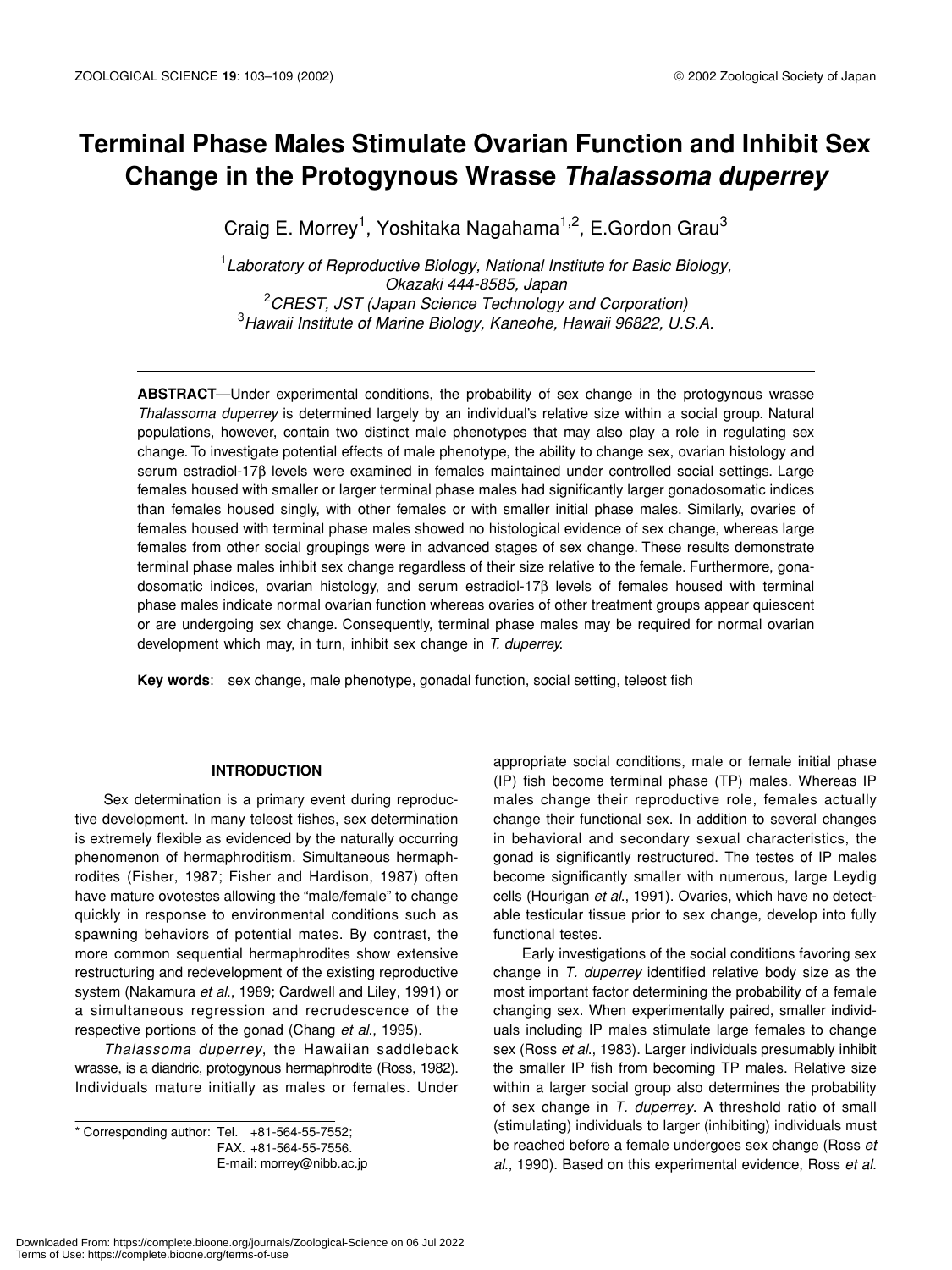# Terminal Phase Males Stimulate Ovarian Function and Inhibit Sex Change in the Protogynous Wrasse *Thalassoma duperrey*

Craig E. Morrey[1], Yoshitaka Nagahama[1,2], E.Gordon Grau[3]

[1]*Laboratory of Reproductive Biology, National Institute for Basic Biology, Okazaki 444-8585, Japan*
[2]*CREST, JST (Japan Science Technology and Corporation)*
[3]*Hawaii Institute of Marine Biology, Kaneohe, Hawaii 96822, U.S.A.*

**ABSTRACT**—Under experimental conditions, the probability of sex change in the protogynous wrasse *Thalassoma duperrey* is determined largely by an individual's relative size within a social group. Natural populations, however, contain two distinct male phenotypes that may also play a role in regulating sex change. To investigate potential effects of male phenotype, the ability to change sex, ovarian histology and serum estradiol-17β levels were examined in females maintained under controlled social settings. Large females housed with smaller or larger terminal phase males had significantly larger gonadosomatic indices than females housed singly, with other females or with smaller initial phase males. Similarly, ovaries of females housed with terminal phase males showed no histological evidence of sex change, whereas large females from other social groupings were in advanced stages of sex change. These results demonstrate terminal phase males inhibit sex change regardless of their size relative to the female. Furthermore, gonadosomatic indices, ovarian histology, and serum estradiol-17β levels of females housed with terminal phase males indicate normal ovarian function whereas ovaries of other treatment groups appear quiescent or are undergoing sex change. Consequently, terminal phase males may be required for normal ovarian development which may, in turn, inhibit sex change in *T. duperrey*.

**Key words**: sex change, male phenotype, gonadal function, social setting, teleost fish

## INTRODUCTION

Sex determination is a primary event during reproductive development. In many teleost fishes, sex determination is extremely flexible as evidenced by the naturally occurring phenomenon of hermaphroditism. Simultaneous hermaphrodites (Fisher, 1987; Fisher and Hardison, 1987) often have mature ovotestes allowing the "male/female" to change quickly in response to environmental conditions such as spawning behaviors of potential mates. By contrast, the more common sequential hermaphrodites show extensive restructuring and redevelopment of the existing reproductive system (Nakamura *et al.*, 1989; Cardwell and Liley, 1991) or a simultaneous regression and recrudescence of the respective portions of the gonad (Chang *et al.*, 1995).

*Thalassoma duperrey*, the Hawaiian saddleback wrasse, is a diandric, protogynous hermaphrodite (Ross, 1982). Individuals mature initially as males or females. Under appropriate social conditions, male or female initial phase (IP) fish become terminal phase (TP) males. Whereas IP males change their reproductive role, females actually change their functional sex. In addition to several changes in behavioral and secondary sexual characteristics, the gonad is significantly restructured. The testes of IP males become significantly smaller with numerous, large Leydig cells (Hourigan *et al.*, 1991). Ovaries, which have no detectable testicular tissue prior to sex change, develop into fully functional testes.

Early investigations of the social conditions favoring sex change in *T. duperrey* identified relative body size as the most important factor determining the probability of a female changing sex. When experimentally paired, smaller individuals including IP males stimulate large females to change sex (Ross *et al.*, 1983). Larger individuals presumably inhibit the smaller IP fish from becoming TP males. Relative size within a larger social group also determines the probability of sex change in *T. duperrey*. A threshold ratio of small (stimulating) individuals to larger (inhibiting) individuals must be reached before a female undergoes sex change (Ross *et al.*, 1990). Based on this experimental evidence, Ross *et al.*

\* Corresponding author: Tel. +81-564-55-7552;
FAX. +81-564-55-7556.
E-mail: morrey@nibb.ac.jp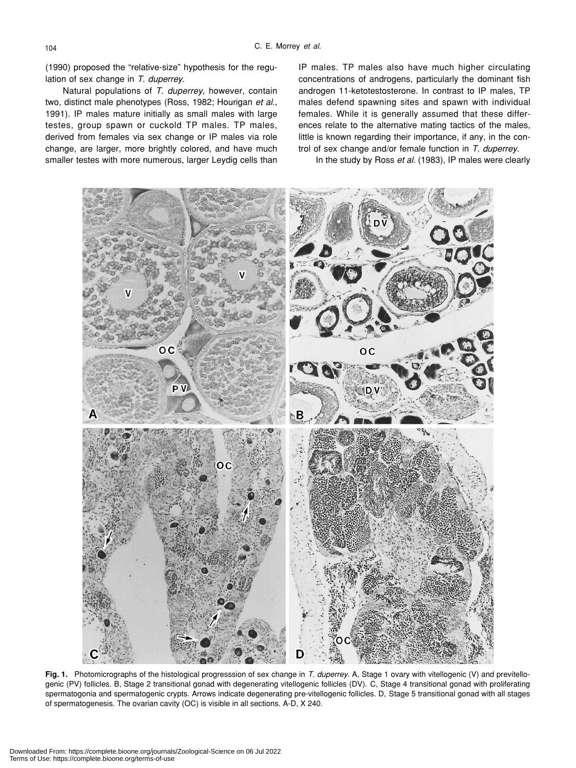(1990) proposed the "relative-size" hypothesis for the regulation of sex change in *T. duperrey*.

Natural populations of *T. duperrey*, however, contain two, distinct male phenotypes (Ross, 1982; Hourigan *et al*., 1991). IP males mature initially as small males with large testes, group spawn or cuckold TP males. TP males, derived from females via sex change or IP males via role change, are larger, more brightly colored, and have much smaller testes with more numerous, larger Leydig cells than IP males. TP males also have much higher circulating concentrations of androgens, particularly the dominant fish androgen 11-ketotestosterone. In contrast to IP males, TP males defend spawning sites and spawn with individual females. While it is generally assumed that these differences relate to the alternative mating tactics of the males, little is known regarding their importance, if any, in the control of sex change and/or female function in *T. duperrey*.

In the study by Ross *et al*. (1983), IP males were clearly

**Fig. 1.** Photomicrographs of the histological progresssion of sex change in *T. duperrey*. A, Stage 1 ovary with vitellogenic (V) and previtellogenic (PV) follicles. B, Stage 2 transitional gonad with degenerating vitellogenic follicles (DV). C, Stage 4 transitional gonad with proliferating spermatogonia and spermatogenic crypts. Arrows indicate degenerating pre-vitellogenic follicles. D, Stage 5 transitional gonad with all stages of spermatogenesis. The ovarian cavity (OC) is visible in all sections. A-D, X 240.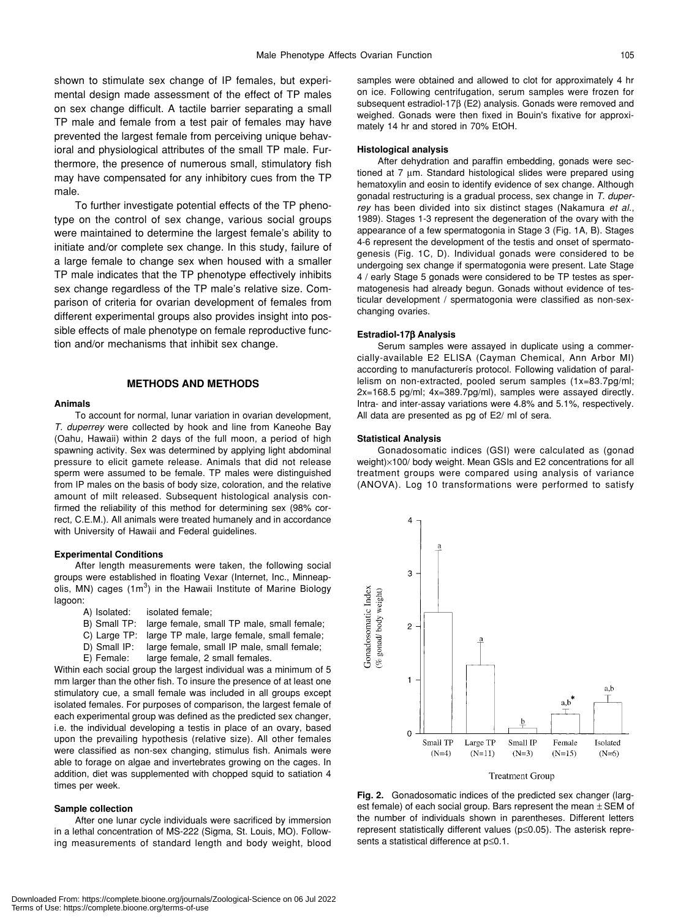shown to stimulate sex change of IP females, but experimental design made assessment of the effect of TP males on sex change difficult. A tactile barrier separating a small TP male and female from a test pair of females may have prevented the largest female from perceiving unique behavioral and physiological attributes of the small TP male. Furthermore, the presence of numerous small, stimulatory fish may have compensated for any inhibitory cues from the TP male.

To further investigate potential effects of the TP phenotype on the control of sex change, various social groups were maintained to determine the largest female's ability to initiate and/or complete sex change. In this study, failure of a large female to change sex when housed with a smaller TP male indicates that the TP phenotype effectively inhibits sex change regardless of the TP male's relative size. Comparison of criteria for ovarian development of females from different experimental groups also provides insight into possible effects of male phenotype on female reproductive function and/or mechanisms that inhibit sex change.

## METHODS AND METHODS

### Animals

To account for normal, lunar variation in ovarian development, *T. duperrey* were collected by hook and line from Kaneohe Bay (Oahu, Hawaii) within 2 days of the full moon, a period of high spawning activity. Sex was determined by applying light abdominal pressure to elicit gamete release. Animals that did not release sperm were assumed to be female. TP males were distinguished from IP males on the basis of body size, coloration, and the relative amount of milt released. Subsequent histological analysis confirmed the reliability of this method for determining sex (98% correct, C.E.M.). All animals were treated humanely and in accordance with University of Hawaii and Federal guidelines.

### Experimental Conditions

After length measurements were taken, the following social groups were established in floating Vexar (Internet, Inc., Minneapolis, MN) cages (1m$^3$) in the Hawaii Institute of Marine Biology lagoon:

- A) Isolated: isolated female;
- B) Small TP: large female, small TP male, small female;
- C) Large TP: large TP male, large female, small female;
- D) Small IP: large female, small IP male, small female;
- E) Female: large female, 2 small females.

Within each social group the largest individual was a minimum of 5 mm larger than the other fish. To insure the presence of at least one stimulatory cue, a small female was included in all groups except isolated females. For purposes of comparison, the largest female of each experimental group was defined as the predicted sex changer, i.e. the individual developing a testis in place of an ovary, based upon the prevailing hypothesis (relative size). All other females were classified as non-sex changing, stimulus fish. Animals were able to forage on algae and invertebrates growing on the cages. In addition, diet was supplemented with chopped squid to satiation 4 times per week.

### Sample collection

After one lunar cycle individuals were sacrificed by immersion in a lethal concentration of MS-222 (Sigma, St. Louis, MO). Following measurements of standard length and body weight, blood samples were obtained and allowed to clot for approximately 4 hr on ice. Following centrifugation, serum samples were frozen for subsequent estradiol-17β (E2) analysis. Gonads were removed and weighed. Gonads were then fixed in Bouin's fixative for approximately 14 hr and stored in 70% EtOH.

### Histological analysis

After dehydration and paraffin embedding, gonads were sectioned at 7 μm. Standard histological slides were prepared using hematoxylin and eosin to identify evidence of sex change. Although gonadal restructuring is a gradual process, sex change in *T. duperrey* has been divided into six distinct stages (Nakamura *et al*., 1989). Stages 1-3 represent the degeneration of the ovary with the appearance of a few spermatogonia in Stage 3 (Fig. 1A, B). Stages 4-6 represent the development of the testis and onset of spermatogenesis (Fig. 1C, D). Individual gonads were considered to be undergoing sex change if spermatogonia were present. Late Stage 4 / early Stage 5 gonads were considered to be TP testes as spermatogenesis had already begun. Gonads without evidence of testicular development / spermatogonia were classified as non-sex-changing ovaries.

### Estradiol-17β Analysis

Serum samples were assayed in duplicate using a commercially-available E2 ELISA (Cayman Chemical, Ann Arbor MI) according to manufacturerís protocol. Following validation of parallelism on non-extracted, pooled serum samples (1x=83.7pg/ml; 2x=168.5 pg/ml; 4x=389.7pg/ml), samples were assayed directly. Intra- and inter-assay variations were 4.8% and 5.1%, respectively. All data are presented as pg of E2/ ml of sera.

### Statistical Analysis

Gonadosomatic indices (GSI) were calculated as (gonad weight)×100/ body weight. Mean GSIs and E2 concentrations for all treatment groups were compared using analysis of variance (ANOVA). Log 10 transformations were performed to satisfy

**Fig. 2.** Gonadosomatic indices of the predicted sex changer (largest female) of each social group. Bars represent the mean ± SEM of the number of individuals shown in parentheses. Different letters represent statistically different values (p≤0.05). The asterisk represents a statistical difference at p≤0.1.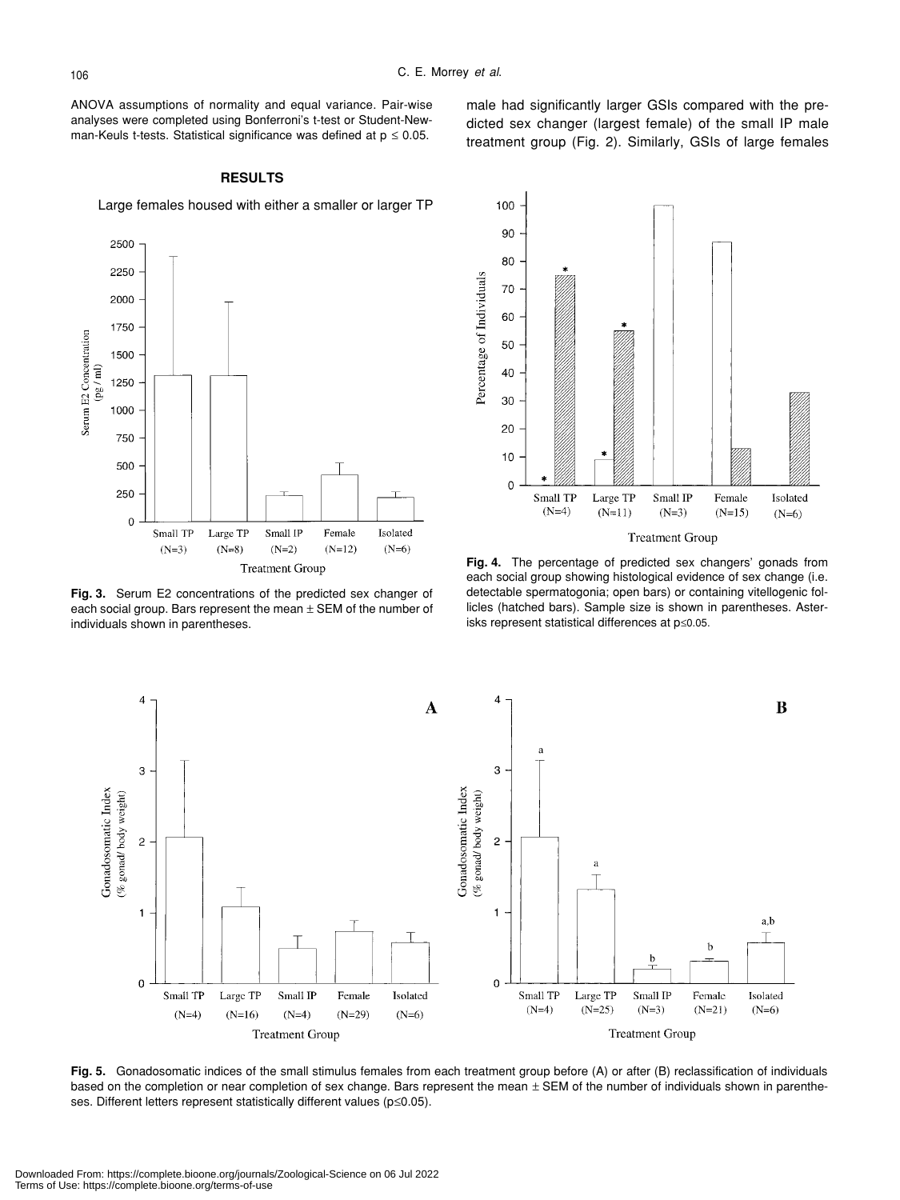ANOVA assumptions of normality and equal variance. Pair-wise analyses were completed using Bonferroni's t-test or Student-Newman-Keuls t-tests. Statistical significance was defined at $p \leq 0.05$.

## RESULTS

Large females housed with either a smaller or larger TP male had significantly larger GSIs compared with the predicted sex changer (largest female) of the small IP male treatment group (Fig. 2). Similarly, GSIs of large females

**Fig. 3.** Serum E2 concentrations of the predicted sex changer of each social group. Bars represent the mean ± SEM of the number of individuals shown in parentheses.

**Fig. 4.** The percentage of predicted sex changers' gonads from each social group showing histological evidence of sex change (i.e. detectable spermatogonia; open bars) or containing vitellogenic follicles (hatched bars). Sample size is shown in parentheses. Asterisks represent statistical differences at p≤0.05.

**Fig. 5.** Gonadosomatic indices of the small stimulus females from each treatment group before (A) or after (B) reclassification of individuals based on the completion or near completion of sex change. Bars represent the mean ± SEM of the number of individuals shown in parentheses. Different letters represent statistically different values (p≤0.05).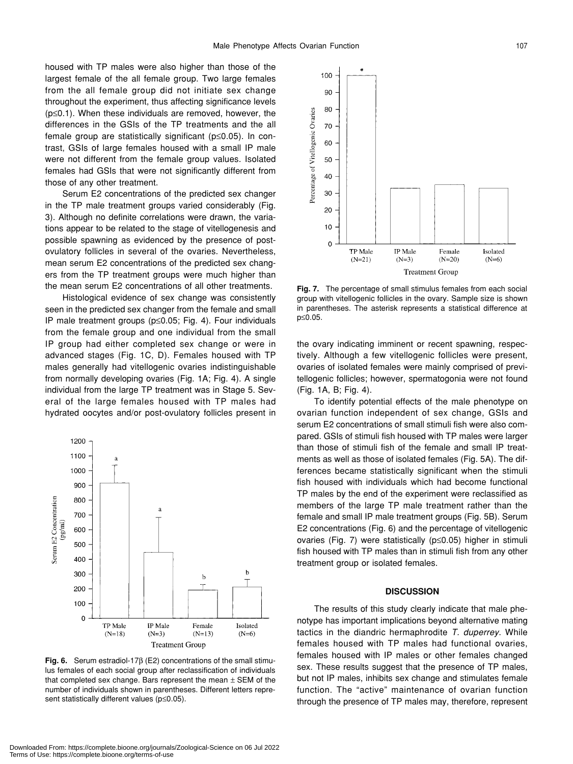housed with TP males were also higher than those of the largest female of the all female group. Two large females from the all female group did not initiate sex change throughout the experiment, thus affecting significance levels ($p \leq 0.1$). When these individuals are removed, however, the differences in the GSIs of the TP treatments and the all female group are statistically significant ($p \leq 0.05$). In contrast, GSIs of large females housed with a small IP male were not different from the female group values. Isolated females had GSIs that were not significantly different from those of any other treatment.

Serum E2 concentrations of the predicted sex changer in the TP male treatment groups varied considerably (Fig. 3). Although no definite correlations were drawn, the variations appear to be related to the stage of vitellogenesis and possible spawning as evidenced by the presence of post-ovulatory follicles in several of the ovaries. Nevertheless, mean serum E2 concentrations of the predicted sex changers from the TP treatment groups were much higher than the mean serum E2 concentrations of all other treatments.

Histological evidence of sex change was consistently seen in the predicted sex changer from the female and small IP male treatment groups ($p \leq 0.05$; Fig. 4). Four individuals from the female group and one individual from the small IP group had either completed sex change or were in advanced stages (Fig. 1C, D). Females housed with TP males generally had vitellogenic ovaries indistinguishable from normally developing ovaries (Fig. 1A; Fig. 4). A single individual from the large TP treatment was in Stage 5. Several of the large females housed with TP males had hydrated oocytes and/or post-ovulatory follicles present in the ovary indicating imminent or recent spawning, respectively. Although a few vitellogenic follicles were present, ovaries of isolated females were mainly comprised of previtellogenic follicles; however, spermatogonia were not found (Fig. 1A, B; Fig. 4).

**Fig. 6.** Serum estradiol-17β (E2) concentrations of the small stimulus females of each social group after reclassification of individuals that completed sex change. Bars represent the mean ± SEM of the number of individuals shown in parentheses. Different letters represent statistically different values ($p \leq 0.05$).

**Fig. 7.** The percentage of small stimulus females from each social group with vitellogenic follicles in the ovary. Sample size is shown in parentheses. The asterisk represents a statistical difference at $p \leq 0.05$.

To identify potential effects of the male phenotype on ovarian function independent of sex change, GSIs and serum E2 concentrations of small stimuli fish were also compared. GSIs of stimuli fish housed with TP males were larger than those of stimuli fish of the female and small IP treatments as well as those of isolated females (Fig. 5A). The differences became statistically significant when the stimuli fish housed with individuals which had become functional TP males by the end of the experiment were reclassified as members of the large TP male treatment rather than the female and small IP male treatment groups (Fig. 5B). Serum E2 concentrations (Fig. 6) and the percentage of vitellogenic ovaries (Fig. 7) were statistically ($p \leq 0.05$) higher in stimuli fish housed with TP males than in stimuli fish from any other treatment group or isolated females.

## DISCUSSION

The results of this study clearly indicate that male phenotype has important implications beyond alternative mating tactics in the diandric hermaphrodite *T. duperrey*. While females housed with TP males had functional ovaries, females housed with IP males or other females changed sex. These results suggest that the presence of TP males, but not IP males, inhibits sex change and stimulates female function. The "active" maintenance of ovarian function through the presence of TP males may, therefore, represent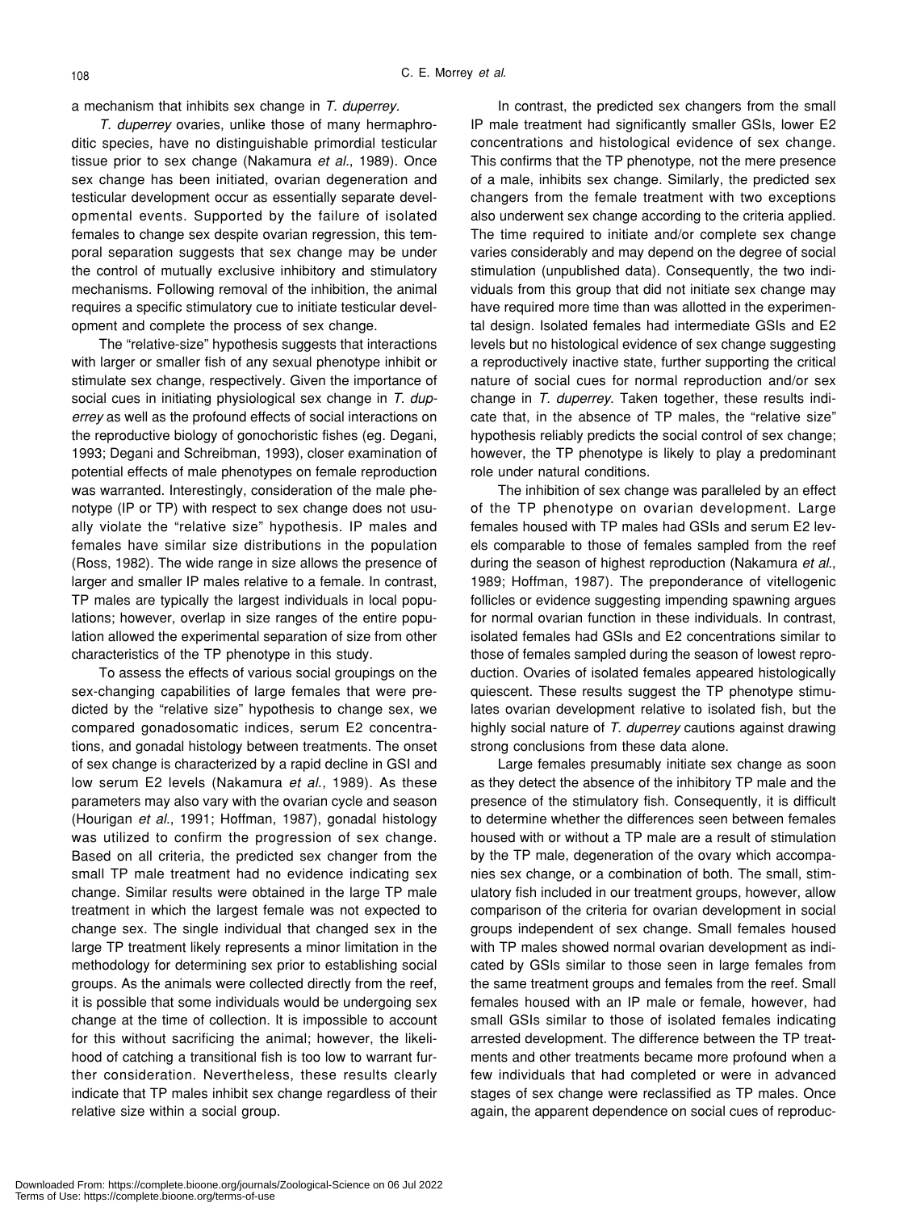a mechanism that inhibits sex change in *T. duperrey*.

*T. duperrey* ovaries, unlike those of many hermaphroditic species, have no distinguishable primordial testicular tissue prior to sex change (Nakamura *et al*., 1989). Once sex change has been initiated, ovarian degeneration and testicular development occur as essentially separate developmental events. Supported by the failure of isolated females to change sex despite ovarian regression, this temporal separation suggests that sex change may be under the control of mutually exclusive inhibitory and stimulatory mechanisms. Following removal of the inhibition, the animal requires a specific stimulatory cue to initiate testicular development and complete the process of sex change.

The "relative-size" hypothesis suggests that interactions with larger or smaller fish of any sexual phenotype inhibit or stimulate sex change, respectively. Given the importance of social cues in initiating physiological sex change in *T. duperrey* as well as the profound effects of social interactions on the reproductive biology of gonochoristic fishes (eg. Degani, 1993; Degani and Schreibman, 1993), closer examination of potential effects of male phenotypes on female reproduction was warranted. Interestingly, consideration of the male phenotype (IP or TP) with respect to sex change does not usually violate the "relative size" hypothesis. IP males and females have similar size distributions in the population (Ross, 1982). The wide range in size allows the presence of larger and smaller IP males relative to a female. In contrast, TP males are typically the largest individuals in local populations; however, overlap in size ranges of the entire population allowed the experimental separation of size from other characteristics of the TP phenotype in this study.

To assess the effects of various social groupings on the sex-changing capabilities of large females that were predicted by the "relative size" hypothesis to change sex, we compared gonadosomatic indices, serum E2 concentrations, and gonadal histology between treatments. The onset of sex change is characterized by a rapid decline in GSI and low serum E2 levels (Nakamura *et al*., 1989). As these parameters may also vary with the ovarian cycle and season (Hourigan *et al*., 1991; Hoffman, 1987), gonadal histology was utilized to confirm the progression of sex change. Based on all criteria, the predicted sex changer from the small TP male treatment had no evidence indicating sex change. Similar results were obtained in the large TP male treatment in which the largest female was not expected to change sex. The single individual that changed sex in the large TP treatment likely represents a minor limitation in the methodology for determining sex prior to establishing social groups. As the animals were collected directly from the reef, it is possible that some individuals would be undergoing sex change at the time of collection. It is impossible to account for this without sacrificing the animal; however, the likelihood of catching a transitional fish is too low to warrant further consideration. Nevertheless, these results clearly indicate that TP males inhibit sex change regardless of their relative size within a social group.

In contrast, the predicted sex changers from the small IP male treatment had significantly smaller GSIs, lower E2 concentrations and histological evidence of sex change. This confirms that the TP phenotype, not the mere presence of a male, inhibits sex change. Similarly, the predicted sex changers from the female treatment with two exceptions also underwent sex change according to the criteria applied. The time required to initiate and/or complete sex change varies considerably and may depend on the degree of social stimulation (unpublished data). Consequently, the two individuals from this group that did not initiate sex change may have required more time than was allotted in the experimental design. Isolated females had intermediate GSIs and E2 levels but no histological evidence of sex change suggesting a reproductively inactive state, further supporting the critical nature of social cues for normal reproduction and/or sex change in *T. duperrey*. Taken together, these results indicate that, in the absence of TP males, the "relative size" hypothesis reliably predicts the social control of sex change; however, the TP phenotype is likely to play a predominant role under natural conditions.

The inhibition of sex change was paralleled by an effect of the TP phenotype on ovarian development. Large females housed with TP males had GSIs and serum E2 levels comparable to those of females sampled from the reef during the season of highest reproduction (Nakamura *et al*., 1989; Hoffman, 1987). The preponderance of vitellogenic follicles or evidence suggesting impending spawning argues for normal ovarian function in these individuals. In contrast, isolated females had GSIs and E2 concentrations similar to those of females sampled during the season of lowest reproduction. Ovaries of isolated females appeared histologically quiescent. These results suggest the TP phenotype stimulates ovarian development relative to isolated fish, but the highly social nature of *T. duperrey* cautions against drawing strong conclusions from these data alone.

Large females presumably initiate sex change as soon as they detect the absence of the inhibitory TP male and the presence of the stimulatory fish. Consequently, it is difficult to determine whether the differences seen between females housed with or without a TP male are a result of stimulation by the TP male, degeneration of the ovary which accompanies sex change, or a combination of both. The small, stimulatory fish included in our treatment groups, however, allow comparison of the criteria for ovarian development in social groups independent of sex change. Small females housed with TP males showed normal ovarian development as indicated by GSIs similar to those seen in large females from the same treatment groups and females from the reef. Small females housed with an IP male or female, however, had small GSIs similar to those of isolated females indicating arrested development. The difference between the TP treatments and other treatments became more profound when a few individuals that had completed or were in advanced stages of sex change were reclassified as TP males. Once again, the apparent dependence on social cues of reproduc-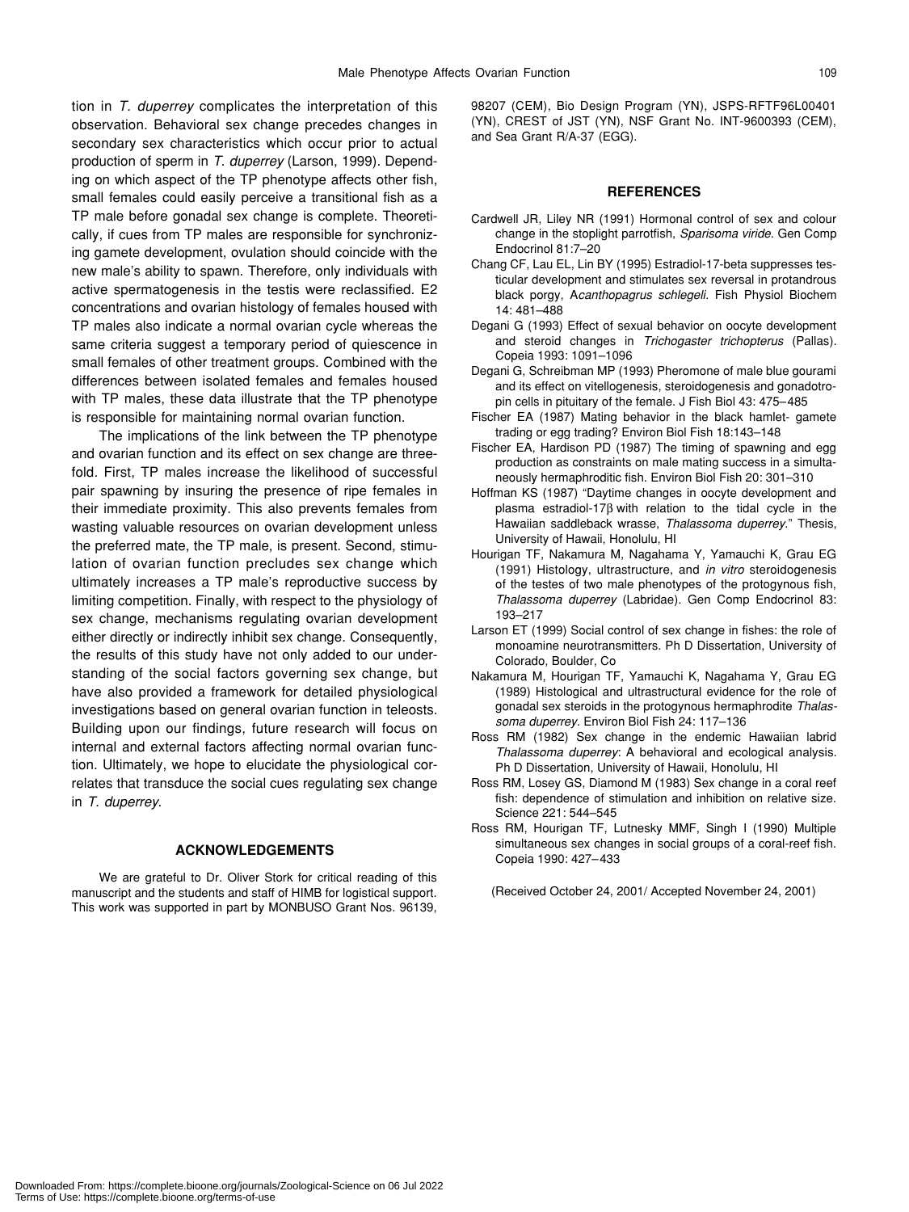tion in *T. duperrey* complicates the interpretation of this observation. Behavioral sex change precedes changes in secondary sex characteristics which occur prior to actual production of sperm in *T. duperrey* (Larson, 1999). Depending on which aspect of the TP phenotype affects other fish, small females could easily perceive a transitional fish as a TP male before gonadal sex change is complete. Theoretically, if cues from TP males are responsible for synchronizing gamete development, ovulation should coincide with the new male's ability to spawn. Therefore, only individuals with active spermatogenesis in the testis were reclassified. E2 concentrations and ovarian histology of females housed with TP males also indicate a normal ovarian cycle whereas the same criteria suggest a temporary period of quiescence in small females of other treatment groups. Combined with the differences between isolated females and females housed with TP males, these data illustrate that the TP phenotype is responsible for maintaining normal ovarian function.

The implications of the link between the TP phenotype and ovarian function and its effect on sex change are threefold. First, TP males increase the likelihood of successful pair spawning by insuring the presence of ripe females in their immediate proximity. This also prevents females from wasting valuable resources on ovarian development unless the preferred mate, the TP male, is present. Second, stimulation of ovarian function precludes sex change which ultimately increases a TP male's reproductive success by limiting competition. Finally, with respect to the physiology of sex change, mechanisms regulating ovarian development either directly or indirectly inhibit sex change. Consequently, the results of this study have not only added to our understanding of the social factors governing sex change, but have also provided a framework for detailed physiological investigations based on general ovarian function in teleosts. Building upon our findings, future research will focus on internal and external factors affecting normal ovarian function. Ultimately, we hope to elucidate the physiological correlates that transduce the social cues regulating sex change in *T. duperrey*.

## ACKNOWLEDGEMENTS

We are grateful to Dr. Oliver Stork for critical reading of this manuscript and the students and staff of HIMB for logistical support. This work was supported in part by MONBUSO Grant Nos. 96139, 98207 (CEM), Bio Design Program (YN), JSPS-RFTF96L00401 (YN), CREST of JST (YN), NSF Grant No. INT-9600393 (CEM), and Sea Grant R/A-37 (EGG).

## REFERENCES

Cardwell JR, Liley NR (1991) Hormonal control of sex and colour change in the stoplight parrotfish, *Sparisoma viride*. Gen Comp Endocrinol 81:7–20

Chang CF, Lau EL, Lin BY (1995) Estradiol-17-beta suppresses testicular development and stimulates sex reversal in protandrous black porgy, A*canthopagrus schlegeli.* Fish Physiol Biochem 14: 481–488

Degani G (1993) Effect of sexual behavior on oocyte development and steroid changes in *Trichogaster trichopterus* (Pallas). Copeia 1993: 1091–1096

Degani G, Schreibman MP (1993) Pheromone of male blue gourami and its effect on vitellogenesis, steroidogenesis and gonadotropin cells in pituitary of the female. J Fish Biol 43: 475–485

Fischer EA (1987) Mating behavior in the black hamlet- gamete trading or egg trading? Environ Biol Fish 18:143–148

Fischer EA, Hardison PD (1987) The timing of spawning and egg production as constraints on male mating success in a simultaneously hermaphroditic fish. Environ Biol Fish 20: 301–310

Hoffman KS (1987) "Daytime changes in oocyte development and plasma estradiol-17β with relation to the tidal cycle in the Hawaiian saddleback wrasse, *Thalassoma duperrey*." Thesis, University of Hawaii, Honolulu, HI

Hourigan TF, Nakamura M, Nagahama Y, Yamauchi K, Grau EG (1991) Histology, ultrastructure, and *in vitro* steroidogenesis of the testes of two male phenotypes of the protogynous fish, *Thalassoma duperrey* (Labridae). Gen Comp Endocrinol 83: 193–217

Larson ET (1999) Social control of sex change in fishes: the role of monoamine neurotransmitters. Ph D Dissertation, University of Colorado, Boulder, Co

Nakamura M, Hourigan TF, Yamauchi K, Nagahama Y, Grau EG (1989) Histological and ultrastructural evidence for the role of gonadal sex steroids in the protogynous hermaphrodite *Thalassoma duperrey*. Environ Biol Fish 24: 117–136

Ross RM (1982) Sex change in the endemic Hawaiian labrid *Thalassoma duperrey*: A behavioral and ecological analysis. Ph D Dissertation, University of Hawaii, Honolulu, HI

Ross RM, Losey GS, Diamond M (1983) Sex change in a coral reef fish: dependence of stimulation and inhibition on relative size. Science 221: 544–545

Ross RM, Hourigan TF, Lutnesky MMF, Singh I (1990) Multiple simultaneous sex changes in social groups of a coral-reef fish. Copeia 1990: 427–433

(Received October 24, 2001/ Accepted November 24, 2001)